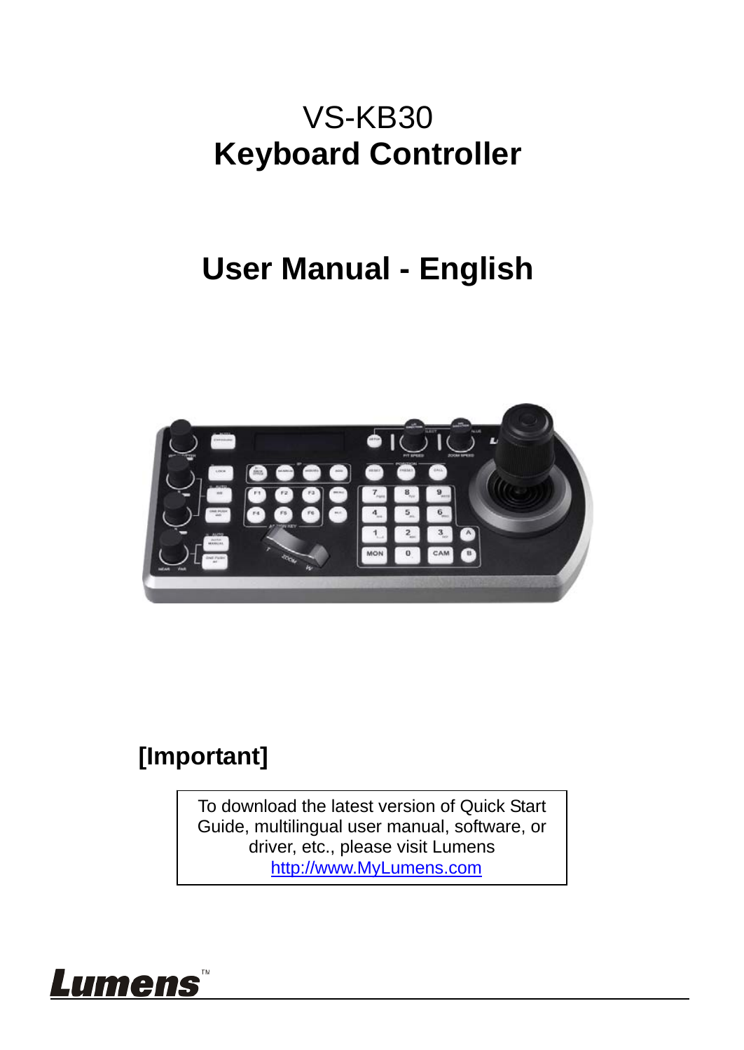# VS-KB30

# Keyboard Controller

# User Manual - English

## [Important]

To download the latest version of Quick Start Guide, multilingual user manual, software, or driver, etc., please visit Lumens [http://www.MyLumens.com](http://www.MyLumens.com)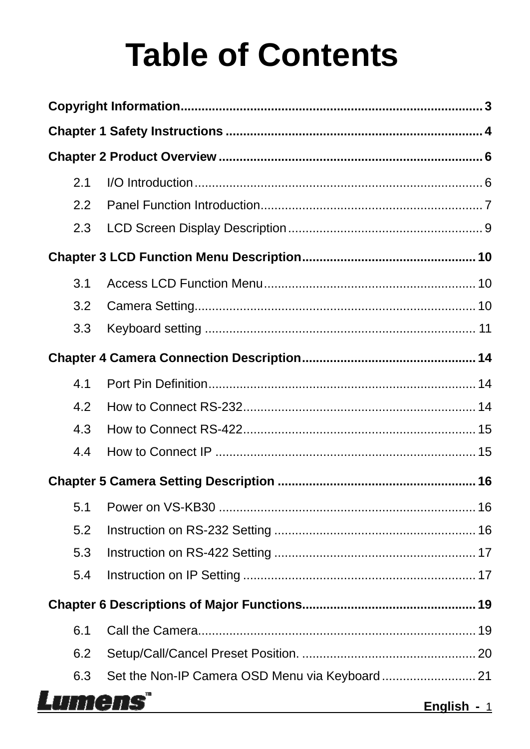# Table of Contents

**Copyright Information** ........ 3

**Chapter 1 Safety Instructions** ........ 4

**Chapter 2 Product Overview** ........ 6

- 2.1 I/O Introduction ........ 6
- 2.2 Panel Function Introduction ........ 7
- 2.3 LCD Screen Display Description ........ 9

**Chapter 3 LCD Function Menu Description** ........ 10

- 3.1 Access LCD Function Menu ........ 10
- 3.2 Camera Setting ........ 10
- 3.3 Keyboard setting ........ 11

**Chapter 4 Camera Connection Description** ........ 14

- 4.1 Port Pin Definition ........ 14
- 4.2 How to Connect RS-232 ........ 14
- 4.3 How to Connect RS-422 ........ 15
- 4.4 How to Connect IP ........ 15

**Chapter 5 Camera Setting Description** ........ 16

- 5.1 Power on VS-KB30 ........ 16
- 5.2 Instruction on RS-232 Setting ........ 16
- 5.3 Instruction on RS-422 Setting ........ 17
- 5.4 Instruction on IP Setting ........ 17

**Chapter 6 Descriptions of Major Functions** ........ 19

- 6.1 Call the Camera ........ 19
- 6.2 Setup/Call/Cancel Preset Position. ........ 20
- 6.3 Set the Non-IP Camera OSD Menu via Keyboard ........ 21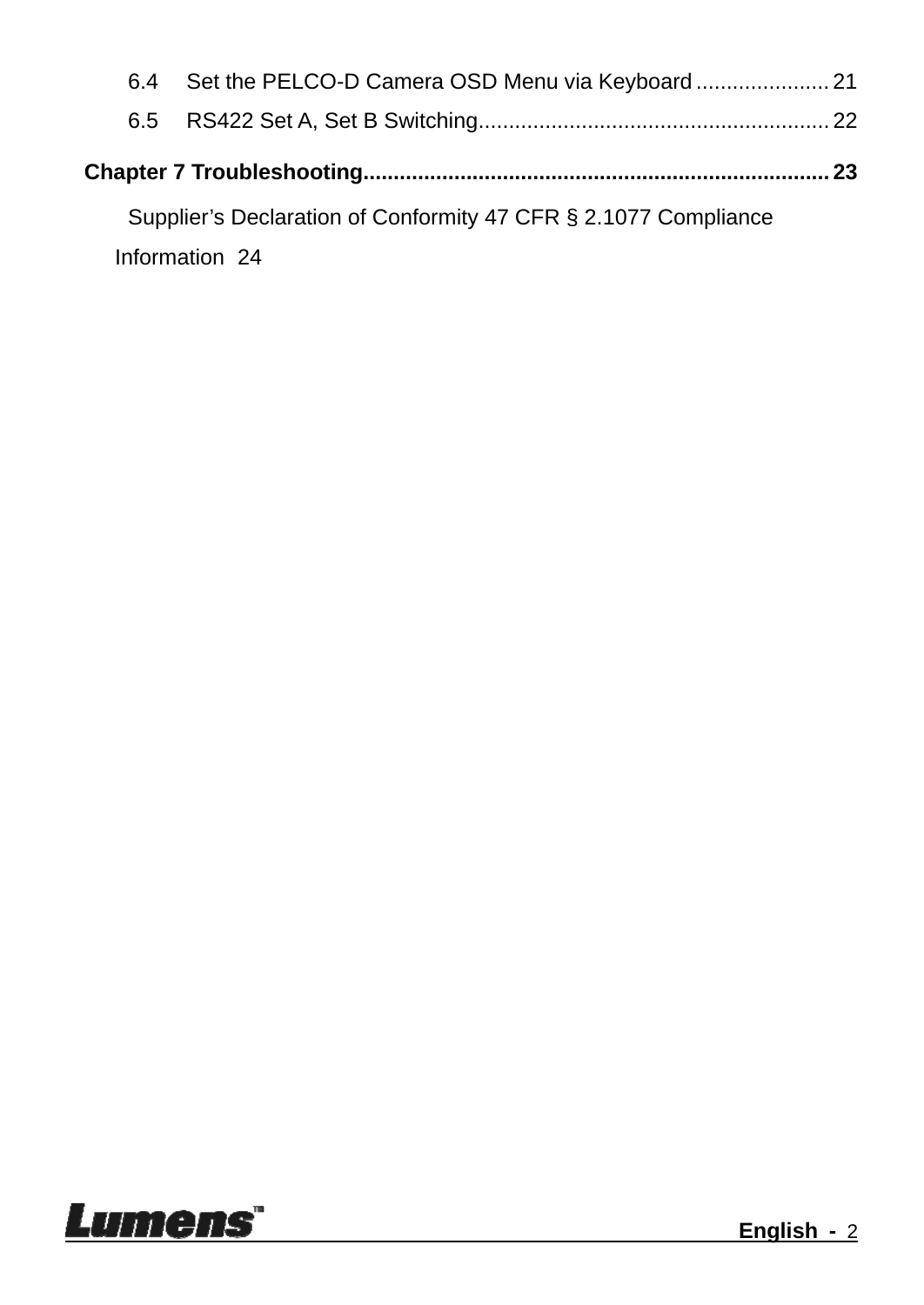6.4 Set the PELCO-D Camera OSD Menu via Keyboard ...................... 21

6.5 RS422 Set A, Set B Switching.......................................................... 22

**Chapter 7 Troubleshooting............................................................................ 23**

Supplier’s Declaration of Conformity 47 CFR § 2.1077 Compliance Information 24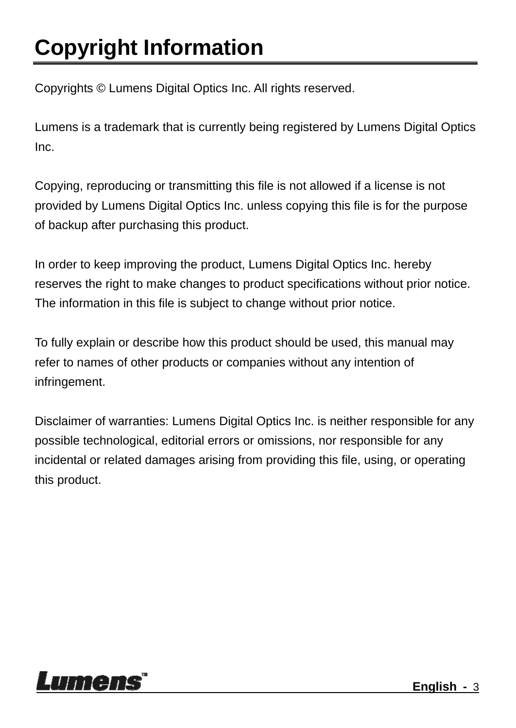# Copyright Information

Copyrights © Lumens Digital Optics Inc. All rights reserved.

Lumens is a trademark that is currently being registered by Lumens Digital Optics Inc.

Copying, reproducing or transmitting this file is not allowed if a license is not provided by Lumens Digital Optics Inc. unless copying this file is for the purpose of backup after purchasing this product.

In order to keep improving the product, Lumens Digital Optics Inc. hereby reserves the right to make changes to product specifications without prior notice. The information in this file is subject to change without prior notice.

To fully explain or describe how this product should be used, this manual may refer to names of other products or companies without any intention of infringement.

Disclaimer of warranties: Lumens Digital Optics Inc. is neither responsible for any possible technological, editorial errors or omissions, nor responsible for any incidental or related damages arising from providing this file, using, or operating this product.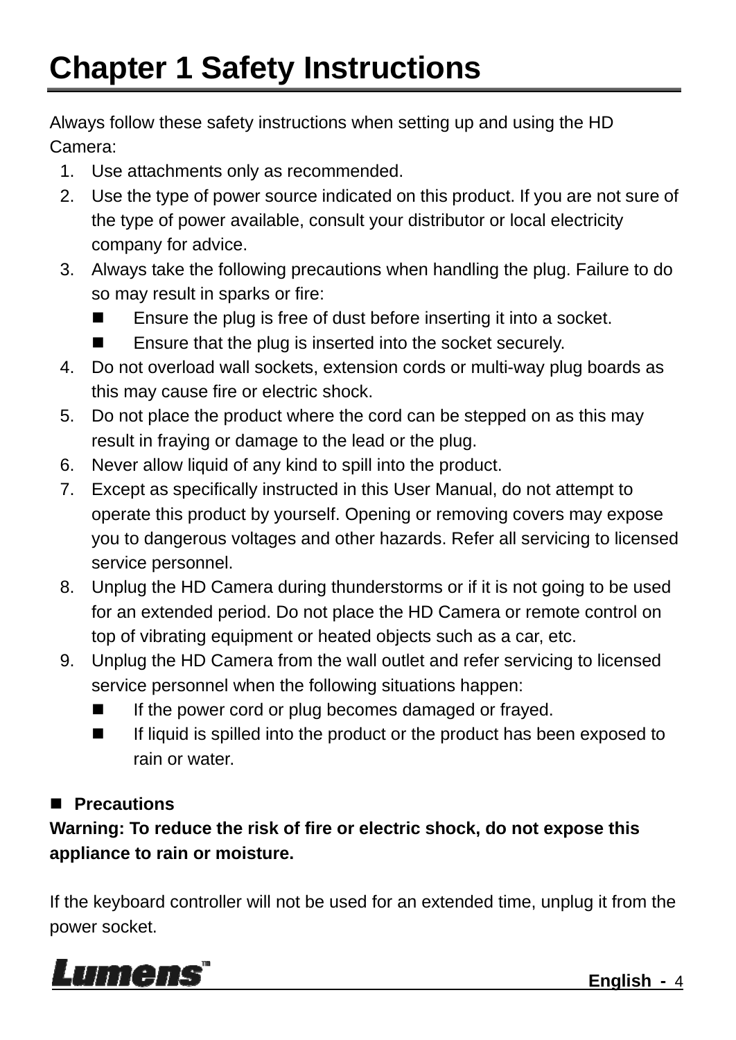# Chapter 1 Safety Instructions

Always follow these safety instructions when setting up and using the HD Camera:

1. Use attachments only as recommended.
2. Use the type of power source indicated on this product. If you are not sure of the type of power available, consult your distributor or local electricity company for advice.
3. Always take the following precautions when handling the plug. Failure to do so may result in sparks or fire:
   - Ensure the plug is free of dust before inserting it into a socket.
   - Ensure that the plug is inserted into the socket securely.
4. Do not overload wall sockets, extension cords or multi-way plug boards as this may cause fire or electric shock.
5. Do not place the product where the cord can be stepped on as this may result in fraying or damage to the lead or the plug.
6. Never allow liquid of any kind to spill into the product.
7. Except as specifically instructed in this User Manual, do not attempt to operate this product by yourself. Opening or removing covers may expose you to dangerous voltages and other hazards. Refer all servicing to licensed service personnel.
8. Unplug the HD Camera during thunderstorms or if it is not going to be used for an extended period. Do not place the HD Camera or remote control on top of vibrating equipment or heated objects such as a car, etc.
9. Unplug the HD Camera from the wall outlet and refer servicing to licensed service personnel when the following situations happen:
   - If the power cord or plug becomes damaged or frayed.
   - If liquid is spilled into the product or the product has been exposed to rain or water.

- **Precautions**

**Warning: To reduce the risk of fire or electric shock, do not expose this appliance to rain or moisture.**

If the keyboard controller will not be used for an extended time, unplug it from the power socket.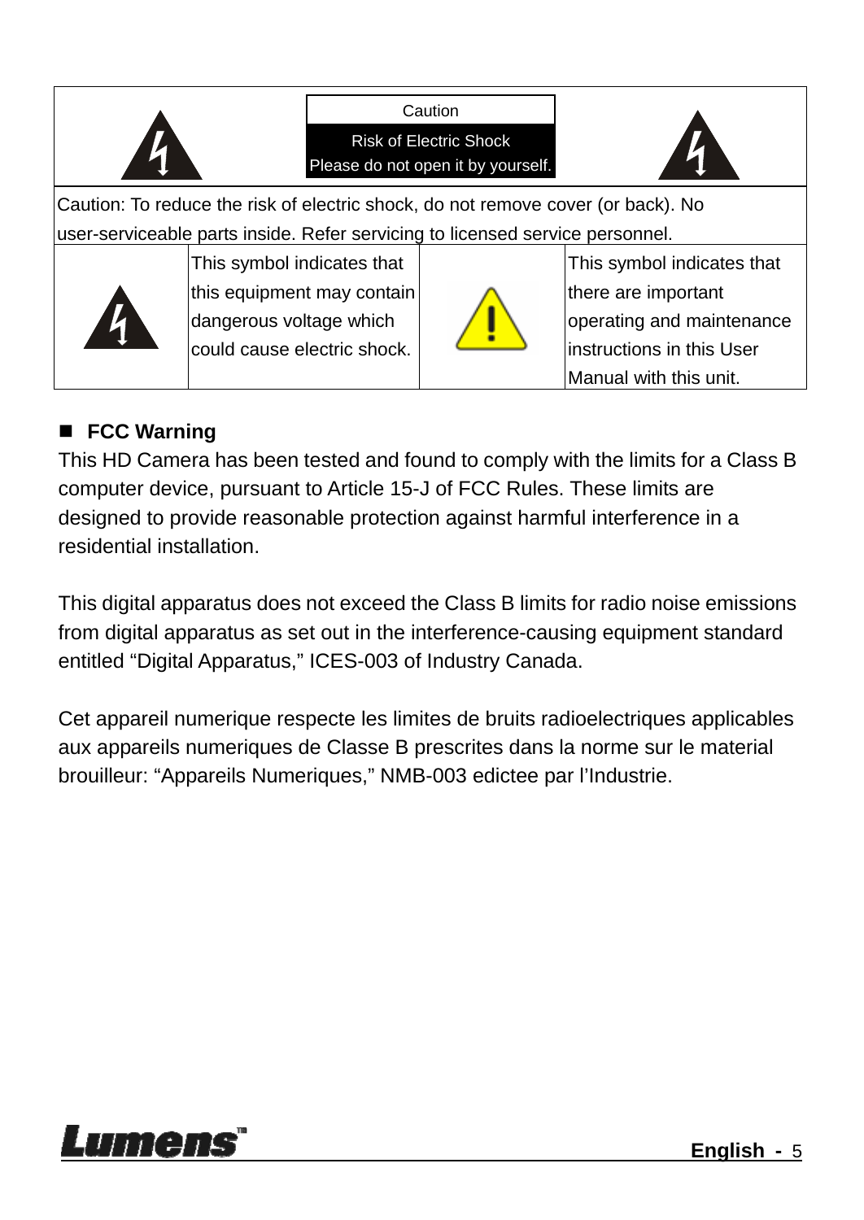| | Caution<br>Risk of Electric Shock<br>Please do not open it by yourself. | | |
|---|---|---|---|
| Caution: To reduce the risk of electric shock, do not remove cover (or back). No user-serviceable parts inside. Refer servicing to licensed service personnel. | | | |
| | This symbol indicates that this equipment may contain dangerous voltage which could cause electric shock. | | This symbol indicates that there are important operating and maintenance instructions in this User Manual with this unit. |

## FCC Warning

This HD Camera has been tested and found to comply with the limits for a Class B computer device, pursuant to Article 15-J of FCC Rules. These limits are designed to provide reasonable protection against harmful interference in a residential installation.

This digital apparatus does not exceed the Class B limits for radio noise emissions from digital apparatus as set out in the interference-causing equipment standard entitled "Digital Apparatus," ICES-003 of Industry Canada.

Cet appareil numerique respecte les limites de bruits radioelectriques applicables aux appareils numeriques de Classe B prescrites dans la norme sur le material brouilleur: "Appareils Numeriques," NMB-003 edictee par l'Industrie.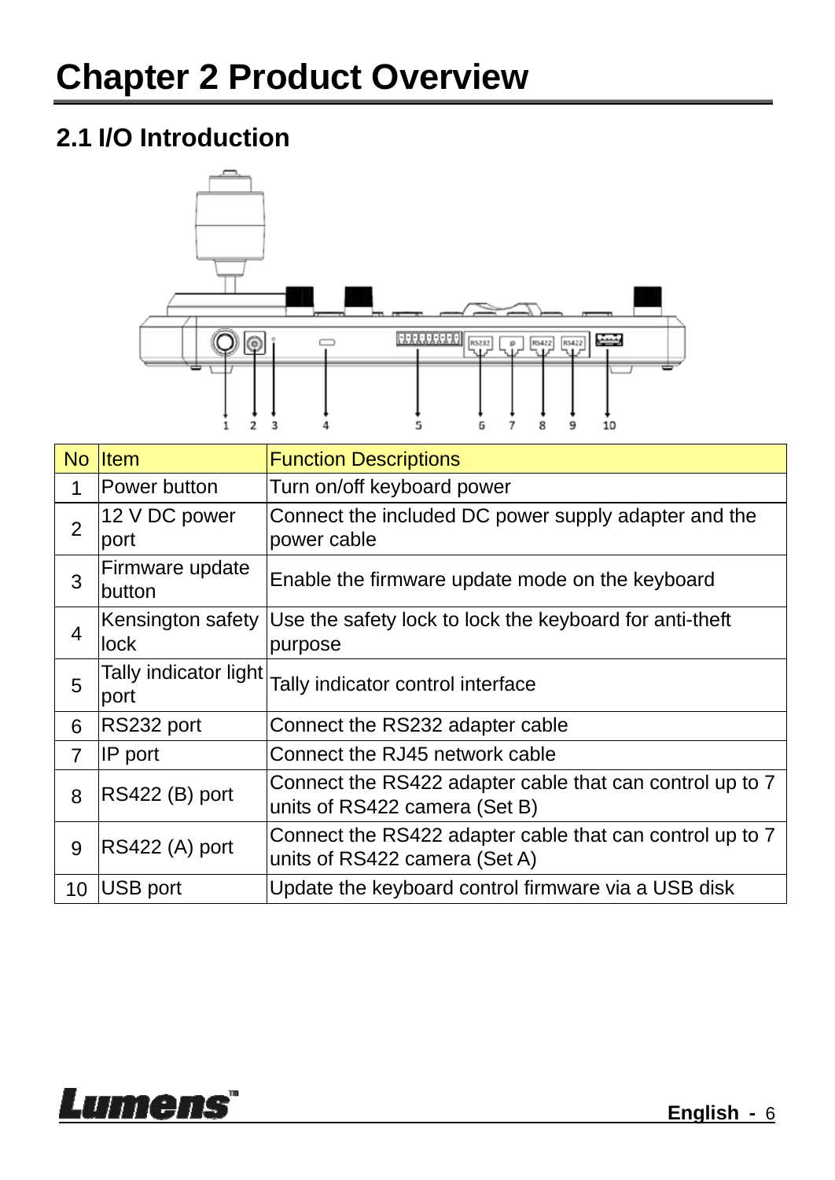# Chapter 2 Product Overview

## 2.1 I/O Introduction

| No | Item | Function Descriptions |
|---|---|---|
| 1 | Power button | Turn on/off keyboard power |
| 2 | 12 V DC power port | Connect the included DC power supply adapter and the power cable |
| 3 | Firmware update button | Enable the firmware update mode on the keyboard |
| 4 | Kensington safety lock | Use the safety lock to lock the keyboard for anti-theft purpose |
| 5 | Tally indicator light port | Tally indicator control interface |
| 6 | RS232 port | Connect the RS232 adapter cable |
| 7 | IP port | Connect the RJ45 network cable |
| 8 | RS422 (B) port | Connect the RS422 adapter cable that can control up to 7 units of RS422 camera (Set B) |
| 9 | RS422 (A) port | Connect the RS422 adapter cable that can control up to 7 units of RS422 camera (Set A) |
| 10 | USB port | Update the keyboard control firmware via a USB disk |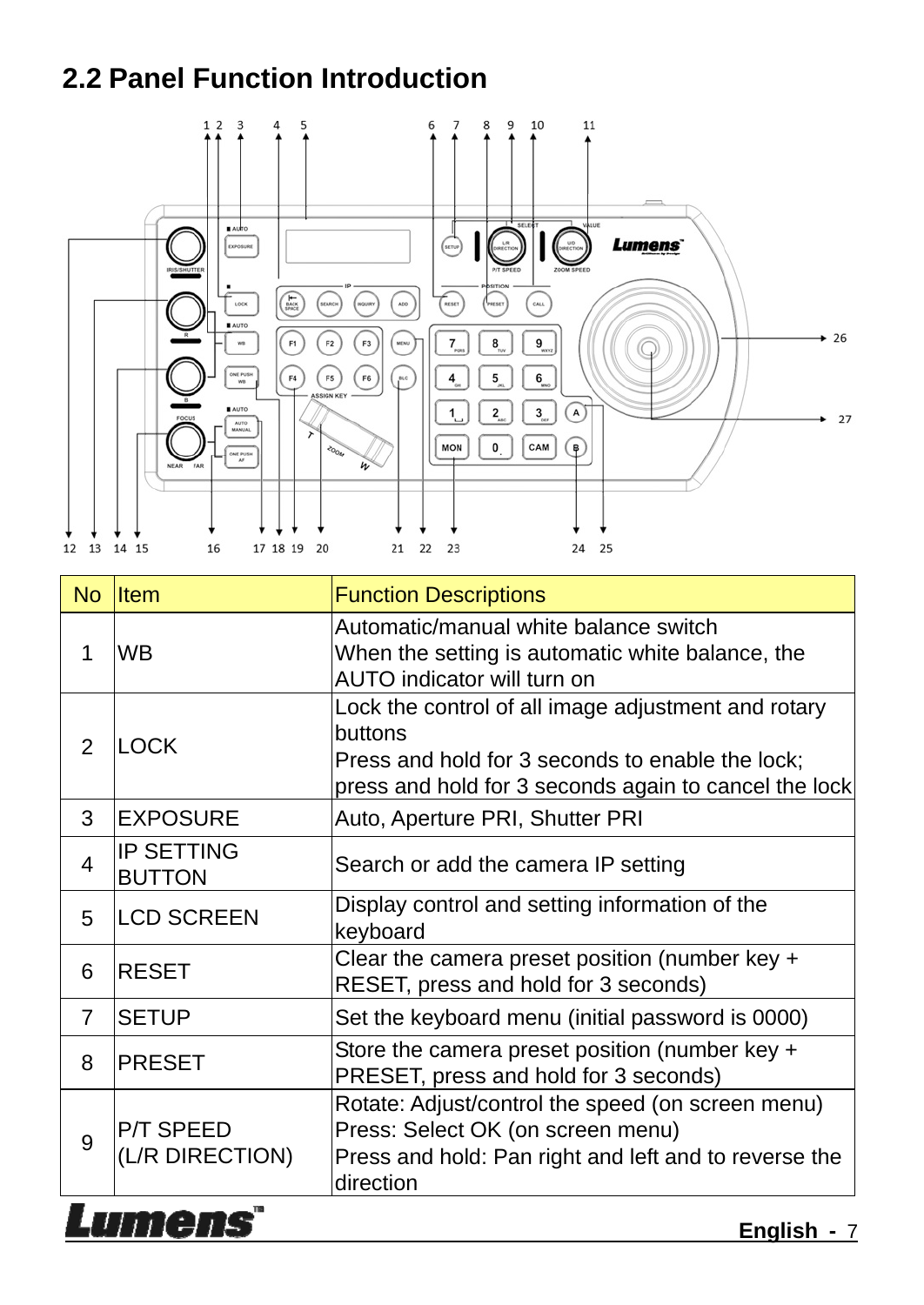## 2.2 Panel Function Introduction

| No | Item | Function Descriptions |
|---|---|---|
| 1 | WB | Automatic/manual white balance switch<br>When the setting is automatic white balance, the AUTO indicator will turn on |
| 2 | LOCK | Lock the control of all image adjustment and rotary buttons<br>Press and hold for 3 seconds to enable the lock; press and hold for 3 seconds again to cancel the lock |
| 3 | EXPOSURE | Auto, Aperture PRI, Shutter PRI |
| 4 | IP SETTING BUTTON | Search or add the camera IP setting |
| 5 | LCD SCREEN | Display control and setting information of the keyboard |
| 6 | RESET | Clear the camera preset position (number key + RESET, press and hold for 3 seconds) |
| 7 | SETUP | Set the keyboard menu (initial password is 0000) |
| 8 | PRESET | Store the camera preset position (number key + PRESET, press and hold for 3 seconds) |
| 9 | P/T SPEED<br>(L/R DIRECTION) | Rotate: Adjust/control the speed (on screen menu)<br>Press: Select OK (on screen menu)<br>Press and hold: Pan right and left and to reverse the direction |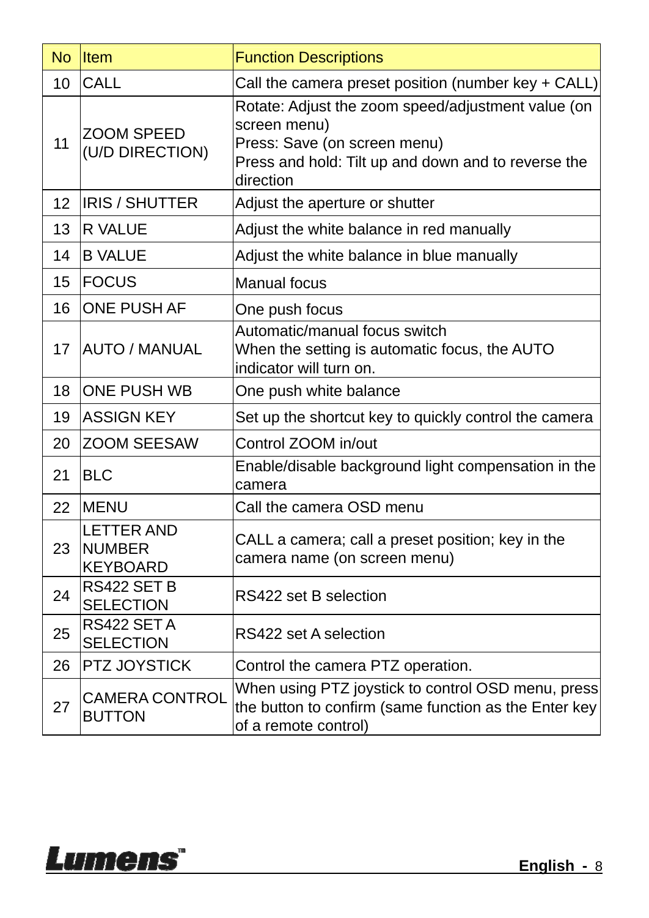| No | Item | Function Descriptions |
| --- | --- | --- |
| 10 | CALL | Call the camera preset position (number key + CALL) |
| 11 | ZOOM SPEED (U/D DIRECTION) | Rotate: Adjust the zoom speed/adjustment value (on screen menu)<br>Press: Save (on screen menu)<br>Press and hold: Tilt up and down and to reverse the direction |
| 12 | IRIS / SHUTTER | Adjust the aperture or shutter |
| 13 | R VALUE | Adjust the white balance in red manually |
| 14 | B VALUE | Adjust the white balance in blue manually |
| 15 | FOCUS | Manual focus |
| 16 | ONE PUSH AF | One push focus |
| 17 | AUTO / MANUAL | Automatic/manual focus switch<br>When the setting is automatic focus, the AUTO indicator will turn on. |
| 18 | ONE PUSH WB | One push white balance |
| 19 | ASSIGN KEY | Set up the shortcut key to quickly control the camera |
| 20 | ZOOM SEESAW | Control ZOOM in/out |
| 21 | BLC | Enable/disable background light compensation in the camera |
| 22 | MENU | Call the camera OSD menu |
| 23 | LETTER AND NUMBER KEYBOARD | CALL a camera; call a preset position; key in the camera name (on screen menu) |
| 24 | RS422 SET B SELECTION | RS422 set B selection |
| 25 | RS422 SET A SELECTION | RS422 set A selection |
| 26 | PTZ JOYSTICK | Control the camera PTZ operation. |
| 27 | CAMERA CONTROL BUTTON | When using PTZ joystick to control OSD menu, press the button to confirm (same function as the Enter key of a remote control) |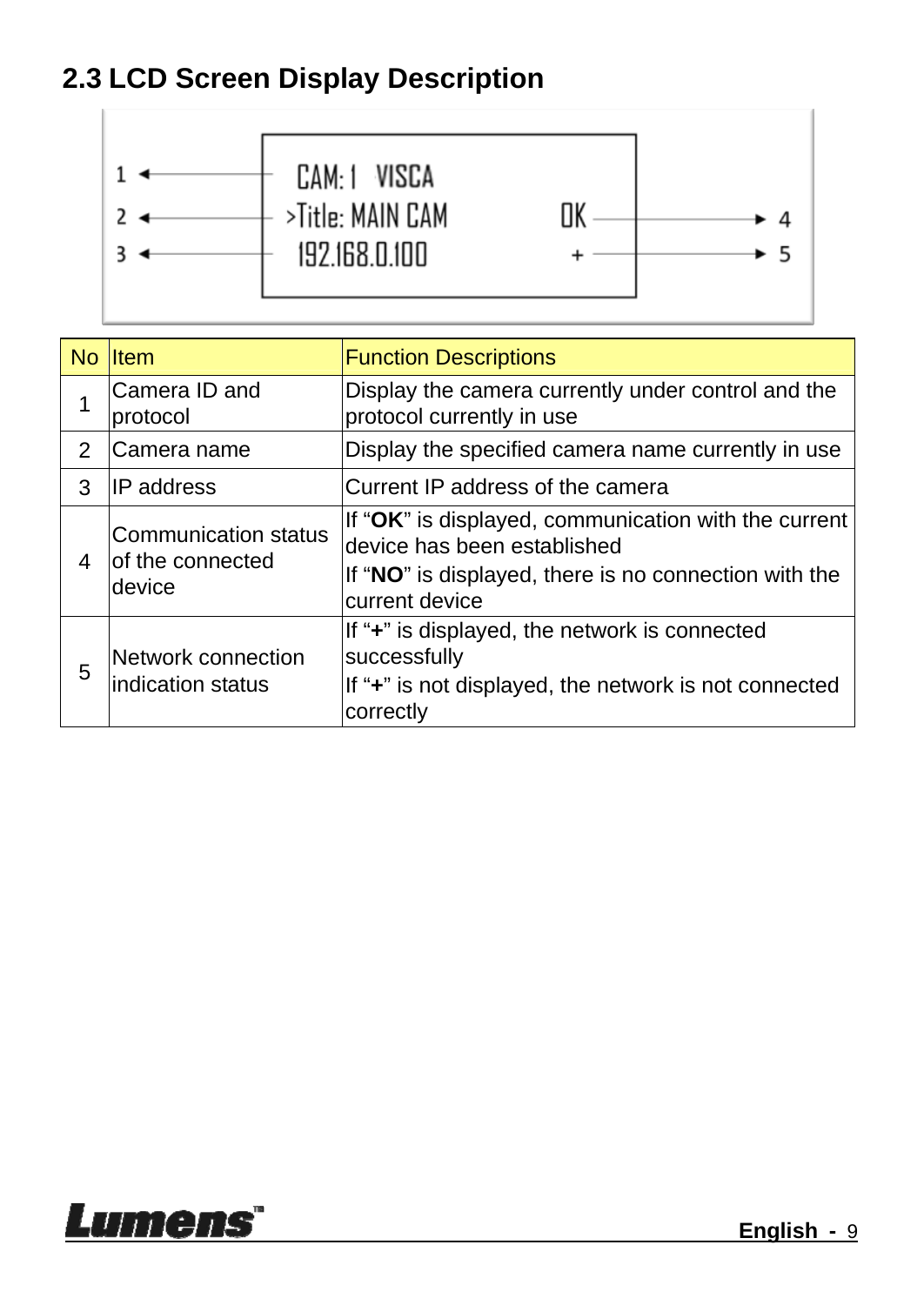## 2.3 LCD Screen Display Description

| No | Item | Function Descriptions |
|---|---|---|
| 1 | Camera ID and protocol | Display the camera currently under control and the protocol currently in use |
| 2 | Camera name | Display the specified camera name currently in use |
| 3 | IP address | Current IP address of the camera |
| 4 | Communication status of the connected device | If “**OK**” is displayed, communication with the current device has been established<br>If “**NO**” is displayed, there is no connection with the current device |
| 5 | Network connection indication status | If “**+**” is displayed, the network is connected successfully<br>If “**+**” is not displayed, the network is not connected correctly |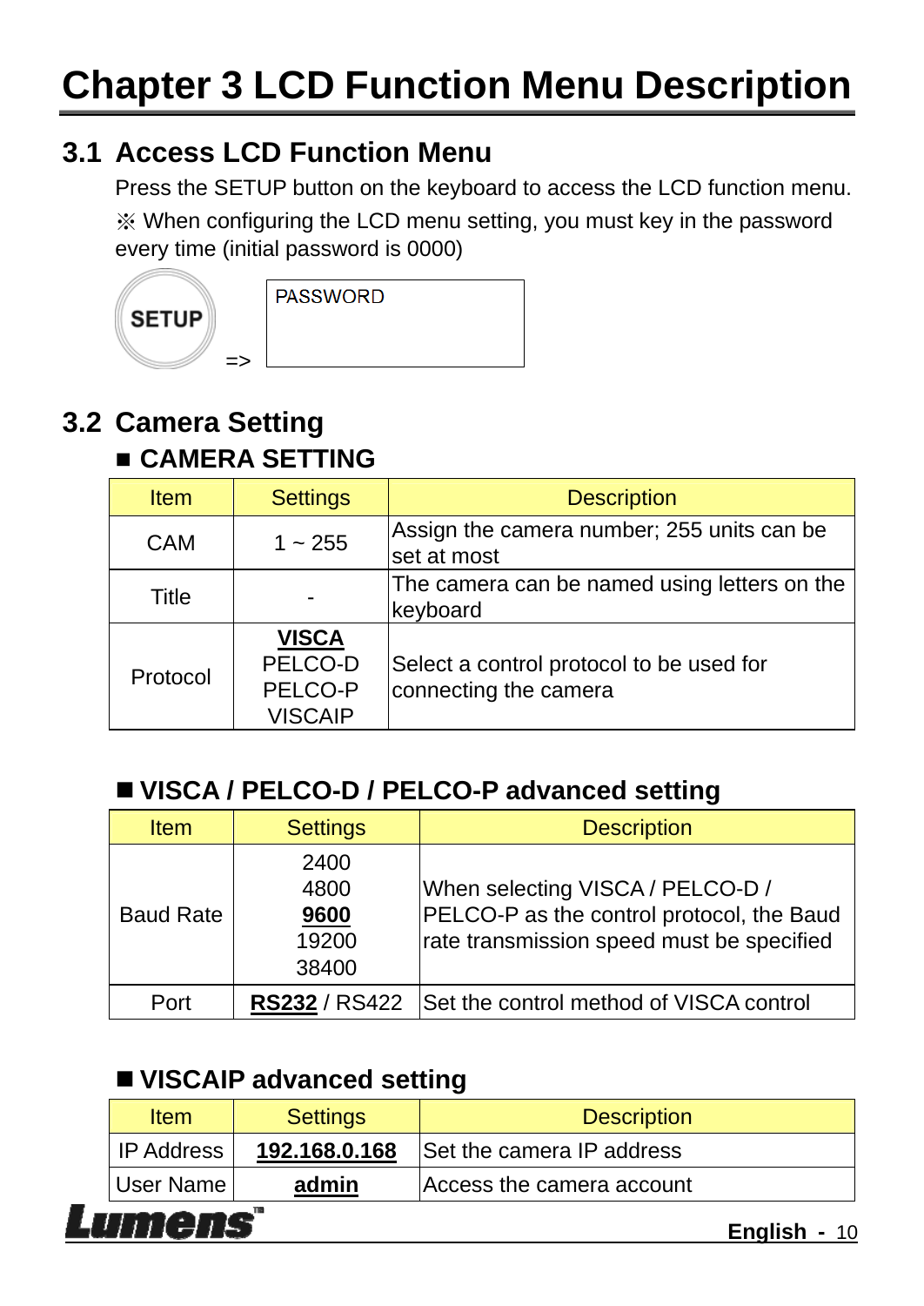# Chapter 3 LCD Function Menu Description

## 3.1 Access LCD Function Menu

Press the SETUP button on the keyboard to access the LCD function menu.

※ When configuring the LCD menu setting, you must key in the password every time (initial password is 0000)

SETUP => PASSWORD

## 3.2 Camera Setting

### ■ CAMERA SETTING

| Item | Settings | Description |
|---|---|---|
| CAM | 1 ~ 255 | Assign the camera number; 255 units can be set at most |
| Title | - | The camera can be named using letters on the keyboard |
| Protocol | **VISCA**<br>PELCO-D<br>PELCO-P<br>VISCAIP | Select a control protocol to be used for connecting the camera |

### ■ VISCA / PELCO-D / PELCO-P advanced setting

| Item | Settings | Description |
|---|---|---|
| Baud Rate | 2400<br>4800<br>**9600**<br>19200<br>38400 | When selecting VISCA / PELCO-D / PELCO-P as the control protocol, the Baud rate transmission speed must be specified |
| Port | **RS232** / RS422 | Set the control method of VISCA control |

### ■ VISCAIP advanced setting

| Item | Settings | Description |
|---|---|---|
| IP Address | **192.168.0.168** | Set the camera IP address |
| User Name | **admin** | Access the camera account |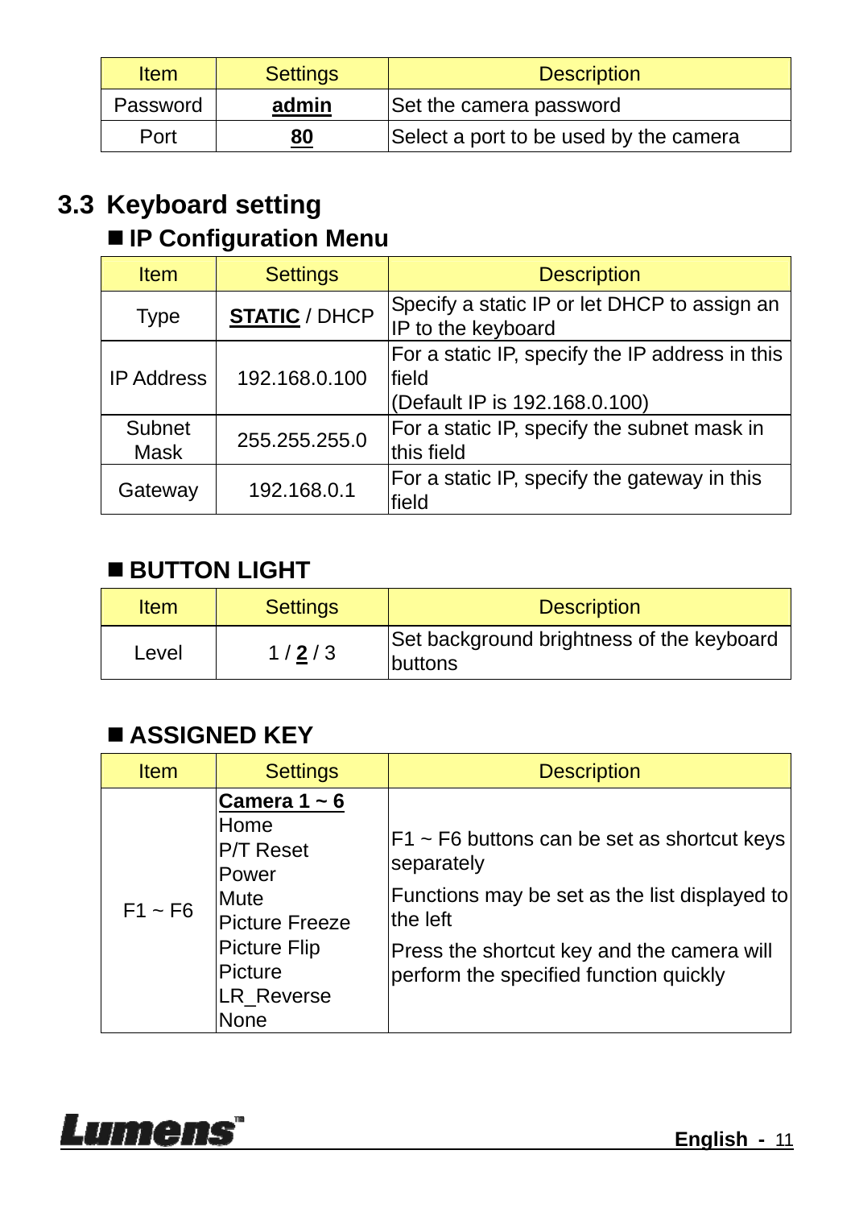| Item | Settings | Description |
| --- | --- | --- |
| Password | **admin** | Set the camera password |
| Port | **80** | Select a port to be used by the camera |

## 3.3 Keyboard setting

### ■ IP Configuration Menu

| Item | Settings | Description |
| --- | --- | --- |
| Type | **STATIC** / DHCP | Specify a static IP or let DHCP to assign an IP to the keyboard |
| IP Address | 192.168.0.100 | For a static IP, specify the IP address in this field (Default IP is 192.168.0.100) |
| Subnet Mask | 255.255.255.0 | For a static IP, specify the subnet mask in this field |
| Gateway | 192.168.0.1 | For a static IP, specify the gateway in this field |

### ■ BUTTON LIGHT

| Item | Settings | Description |
| --- | --- | --- |
| Level | 1 / **2** / 3 | Set background brightness of the keyboard buttons |

### ■ ASSIGNED KEY

| Item | Settings | Description |
| --- | --- | --- |
| F1 ~ F6 | **Camera 1 ~ 6**<br>Home<br>P/T Reset<br>Power<br>Mute<br>Picture Freeze<br>Picture Flip<br>Picture<br>LR_Reverse<br>None | F1 ~ F6 buttons can be set as shortcut keys separately<br>Functions may be set as the list displayed to the left<br>Press the shortcut key and the camera will perform the specified function quickly |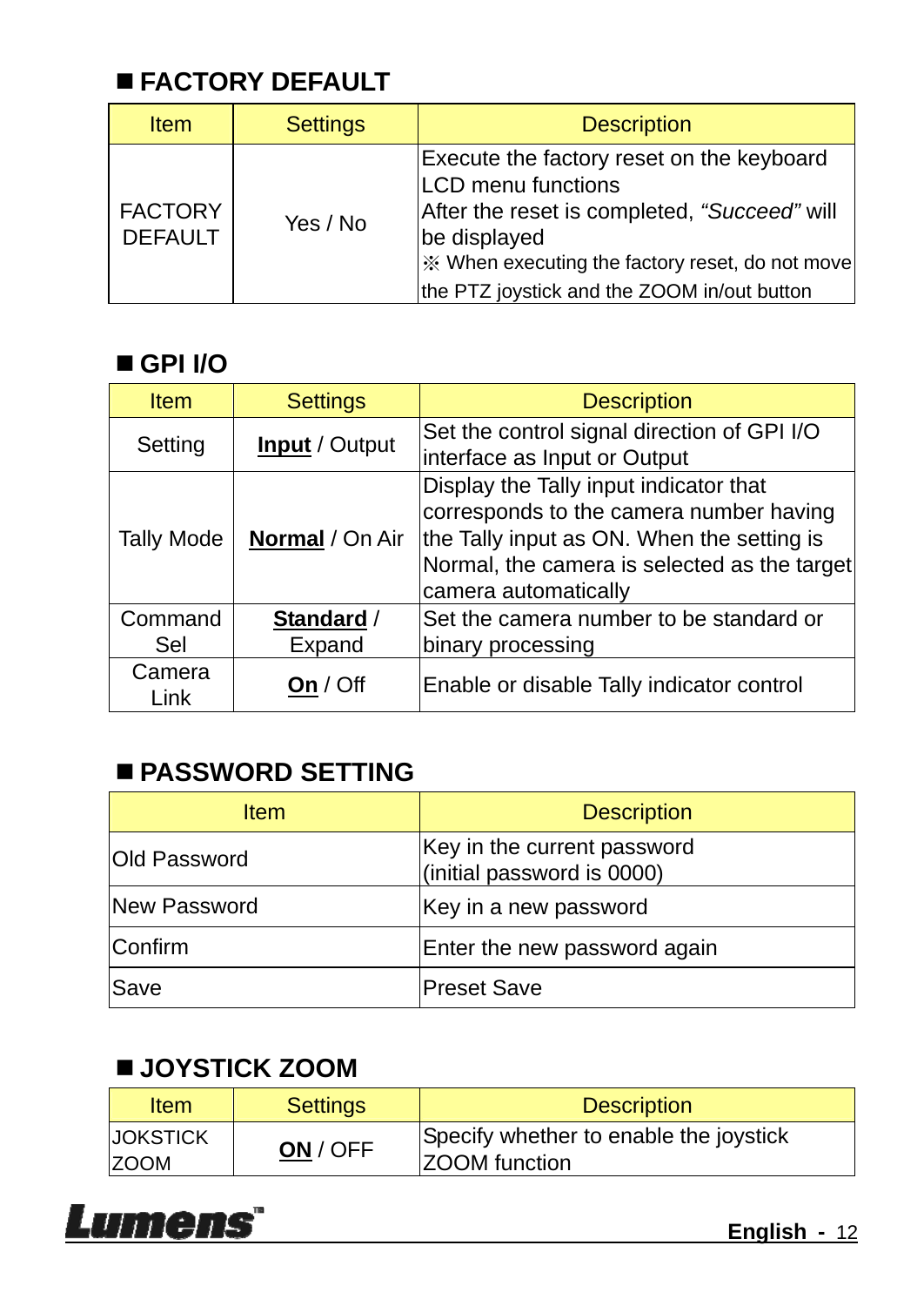## ■ FACTORY DEFAULT

| Item | Settings | Description |
|---|---|---|
| FACTORY DEFAULT | Yes / No | Execute the factory reset on the keyboard LCD menu functions<br>After the reset is completed, *"Succeed"* will be displayed<br>※ When executing the factory reset, do not move the PTZ joystick and the ZOOM in/out button |

## ■ GPI I/O

| Item | Settings | Description |
|---|---|---|
| Setting | **Input** / Output | Set the control signal direction of GPI I/O interface as Input or Output |
| Tally Mode | **Normal** / On Air | Display the Tally input indicator that corresponds to the camera number having the Tally input as ON. When the setting is Normal, the camera is selected as the target camera automatically |
| Command Sel | **Standard** / Expand | Set the camera number to be standard or binary processing |
| Camera Link | **On** / Off | Enable or disable Tally indicator control |

## ■ PASSWORD SETTING

| Item | Description |
|---|---|
| Old Password | Key in the current password (initial password is 0000) |
| New Password | Key in a new password |
| Confirm | Enter the new password again |
| Save | Preset Save |

## ■ JOYSTICK ZOOM

| Item | Settings | Description |
|---|---|---|
| JOKSTICK ZOOM | **ON** / OFF | Specify whether to enable the joystick ZOOM function |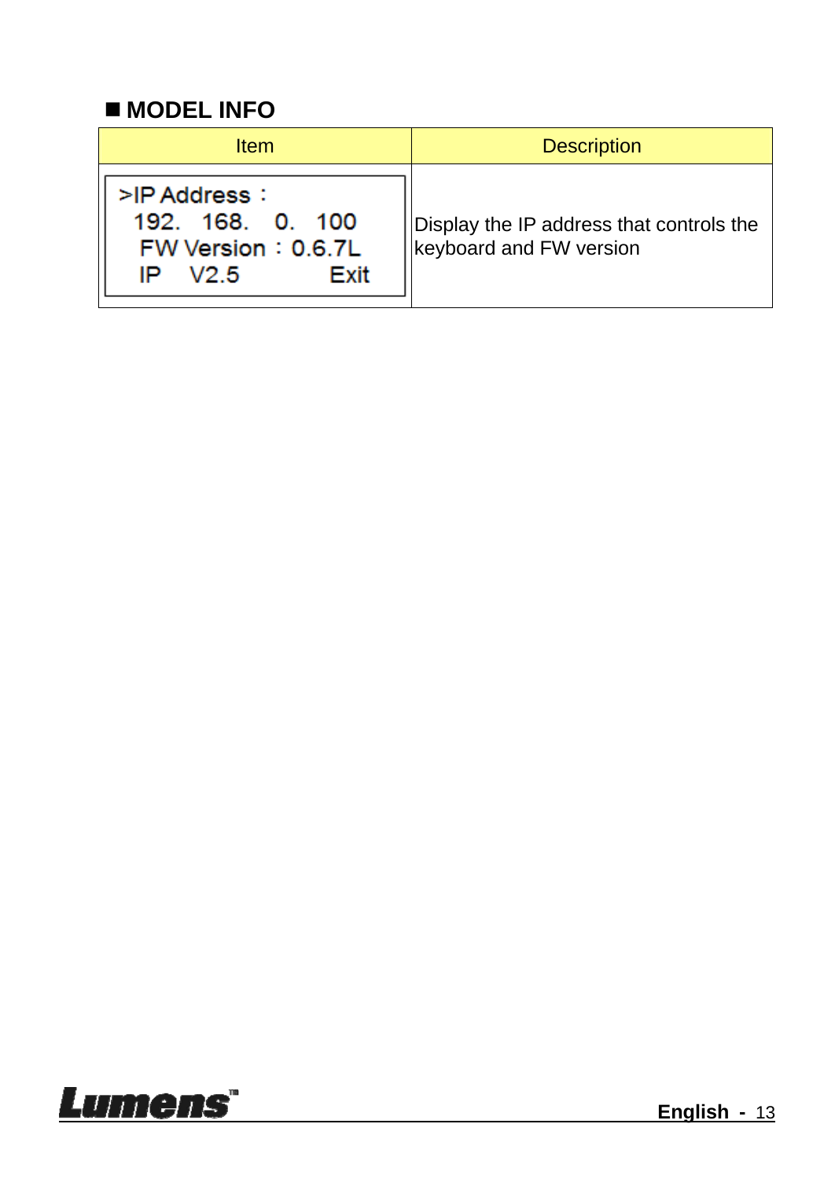## ■ MODEL INFO

| Item | Description |
| --- | --- |
| >IP Address ：<br>192. 168. 0. 100<br>FW Version ：0.6.7L<br>IP V2.5 Exit | Display the IP address that controls the keyboard and FW version |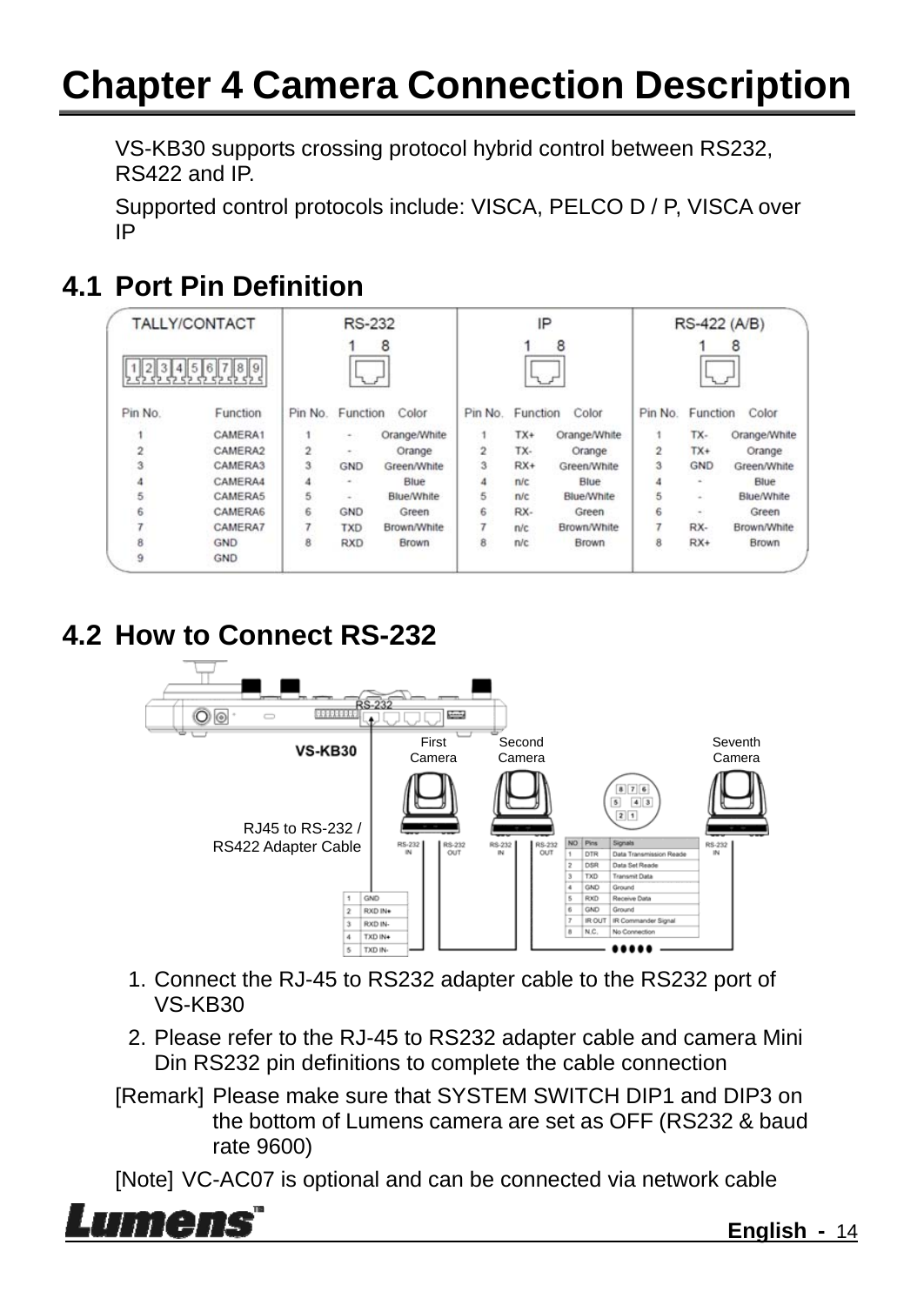# Chapter 4 Camera Connection Description

VS-KB30 supports crossing protocol hybrid control between RS232, RS422 and IP.

Supported control protocols include: VISCA, PELCO D / P, VISCA over IP

## 4.1 Port Pin Definition

| TALLY/CONTACT | | RS-232 | | | IP | | | RS-422 (A/B) | | |
|---|---|---|---|---|---|---|---|---|---|---|
| Pin No. | Function | Pin No. | Function | Color | Pin No. | Function | Color | Pin No. | Function | Color |
| 1 | CAMERA1 | 1 | - | Orange/White | 1 | TX+ | Orange/White | 1 | TX- | Orange/White |
| 2 | CAMERA2 | 2 | - | Orange | 2 | TX- | Orange | 2 | TX+ | Orange |
| 3 | CAMERA3 | 3 | GND | Green/White | 3 | RX+ | Green/White | 3 | GND | Green/White |
| 4 | CAMERA4 | 4 | - | Blue | 4 | n/c | Blue | 4 | - | Blue |
| 5 | CAMERA5 | 5 | - | Blue/White | 5 | n/c | Blue/White | 5 | - | Blue/White |
| 6 | CAMERA6 | 6 | GND | Green | 6 | RX- | Green | 6 | - | Green |
| 7 | CAMERA7 | 7 | TXD | Brown/White | 7 | n/c | Brown/White | 7 | RX- | Brown/White |
| 8 | GND | 8 | RXD | Brown | 8 | n/c | Brown | 8 | RX+ | Brown |
| 9 | GND | | | | | | | | | |

## 4.2 How to Connect RS-232

VS-KB30 — RS-232 — First Camera, Second Camera, Seventh Camera — RJ45 to RS-232 / RS422 Adapter Cable

| | |
|---|---|
| 1 | GND |
| 2 | RXD IN+ |
| 3 | RXD IN- |
| 4 | TXD IN+ |
| 5 | TXD IN- |

| NO | Pins | Signals |
|---|---|---|
| 1 | DTR | Data Transmission Reade |
| 2 | DSR | Data Set Reade |
| 3 | TXD | Transmit Data |
| 4 | GND | Ground |
| 5 | RXD | Receive Data |
| 6 | GND | Ground |
| 7 | IR OUT | IR Commander Signal |
| 8 | N.C. | No Connection |

1. Connect the RJ-45 to RS232 adapter cable to the RS232 port of VS-KB30
2. Please refer to the RJ-45 to RS232 adapter cable and camera Mini Din RS232 pin definitions to complete the cable connection

[Remark] Please make sure that SYSTEM SWITCH DIP1 and DIP3 on the bottom of Lumens camera are set as OFF (RS232 & baud rate 9600)

[Note] VC-AC07 is optional and can be connected via network cable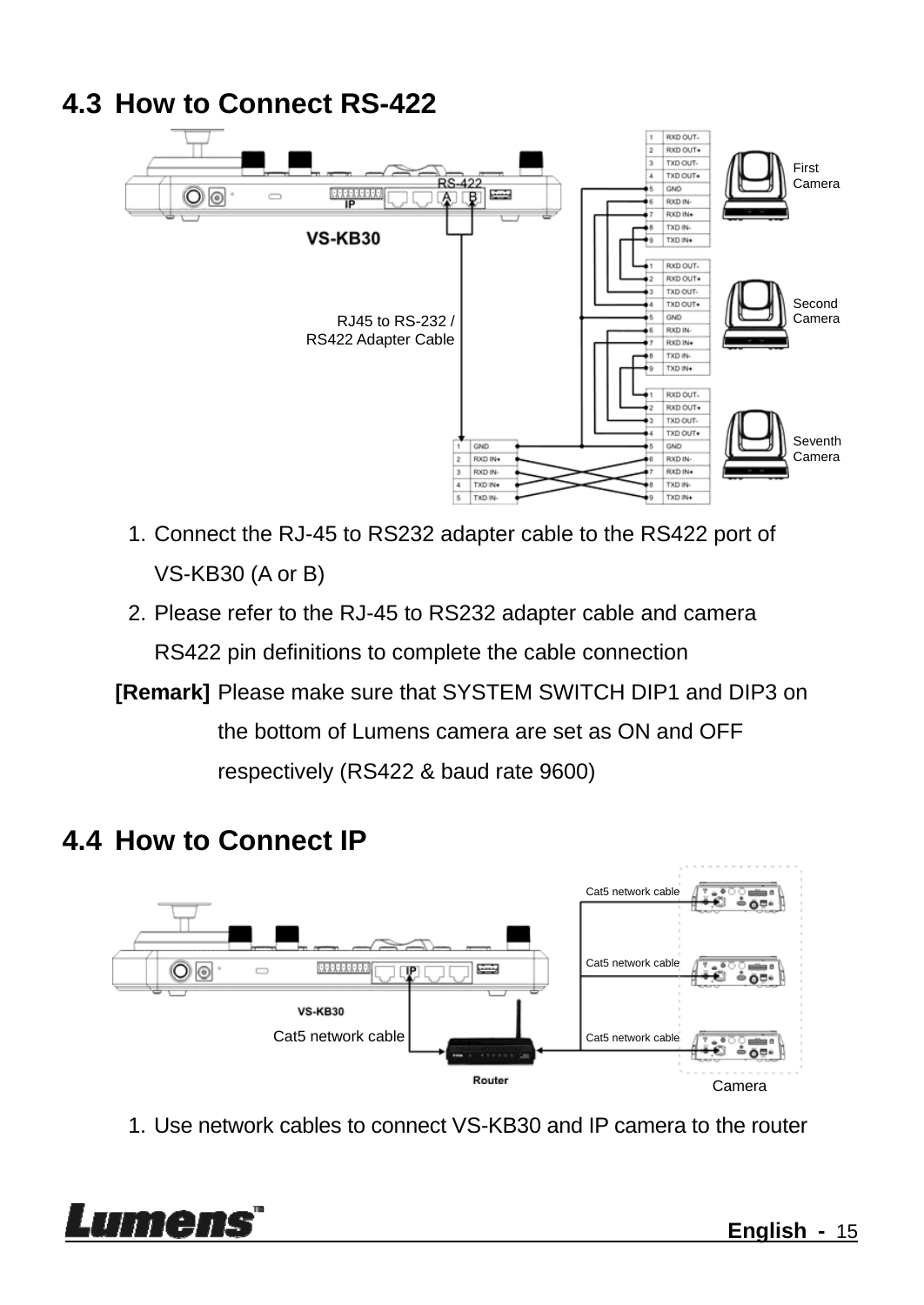## 4.3 How to Connect RS-422

1. Connect the RJ-45 to RS232 adapter cable to the RS422 port of VS-KB30 (A or B)
2. Please refer to the RJ-45 to RS232 adapter cable and camera RS422 pin definitions to complete the cable connection

**[Remark]** Please make sure that SYSTEM SWITCH DIP1 and DIP3 on the bottom of Lumens camera are set as ON and OFF respectively (RS422 & baud rate 9600)

## 4.4 How to Connect IP

1. Use network cables to connect VS-KB30 and IP camera to the router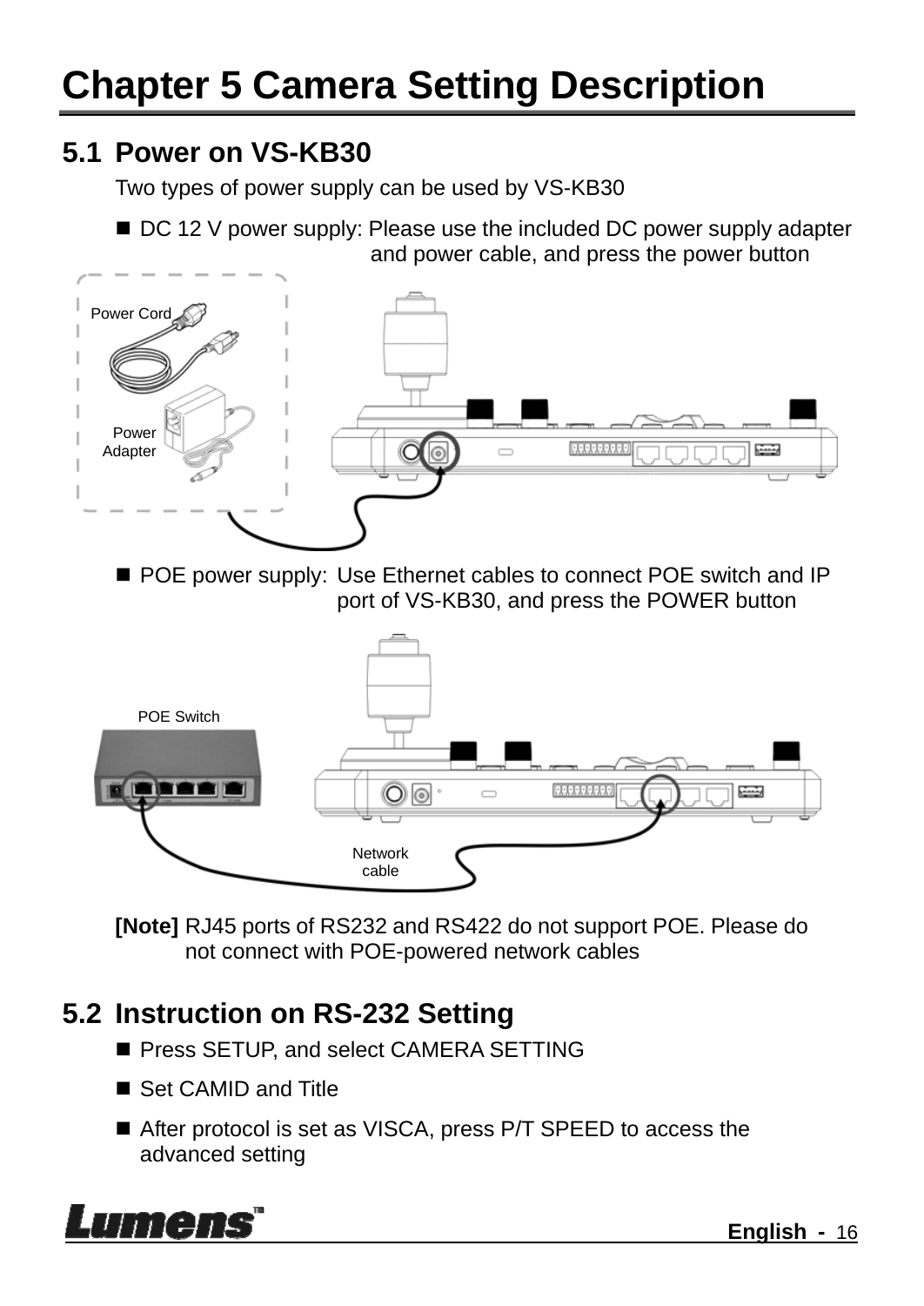# Chapter 5 Camera Setting Description

## 5.1 Power on VS-KB30

Two types of power supply can be used by VS-KB30

- DC 12 V power supply: Please use the included DC power supply adapter and power cable, and press the power button

- POE power supply: Use Ethernet cables to connect POE switch and IP port of VS-KB30, and press the POWER button

**[Note]** RJ45 ports of RS232 and RS422 do not support POE. Please do not connect with POE-powered network cables

## 5.2 Instruction on RS-232 Setting

- Press SETUP, and select CAMERA SETTING
- Set CAMID and Title
- After protocol is set as VISCA, press P/T SPEED to access the advanced setting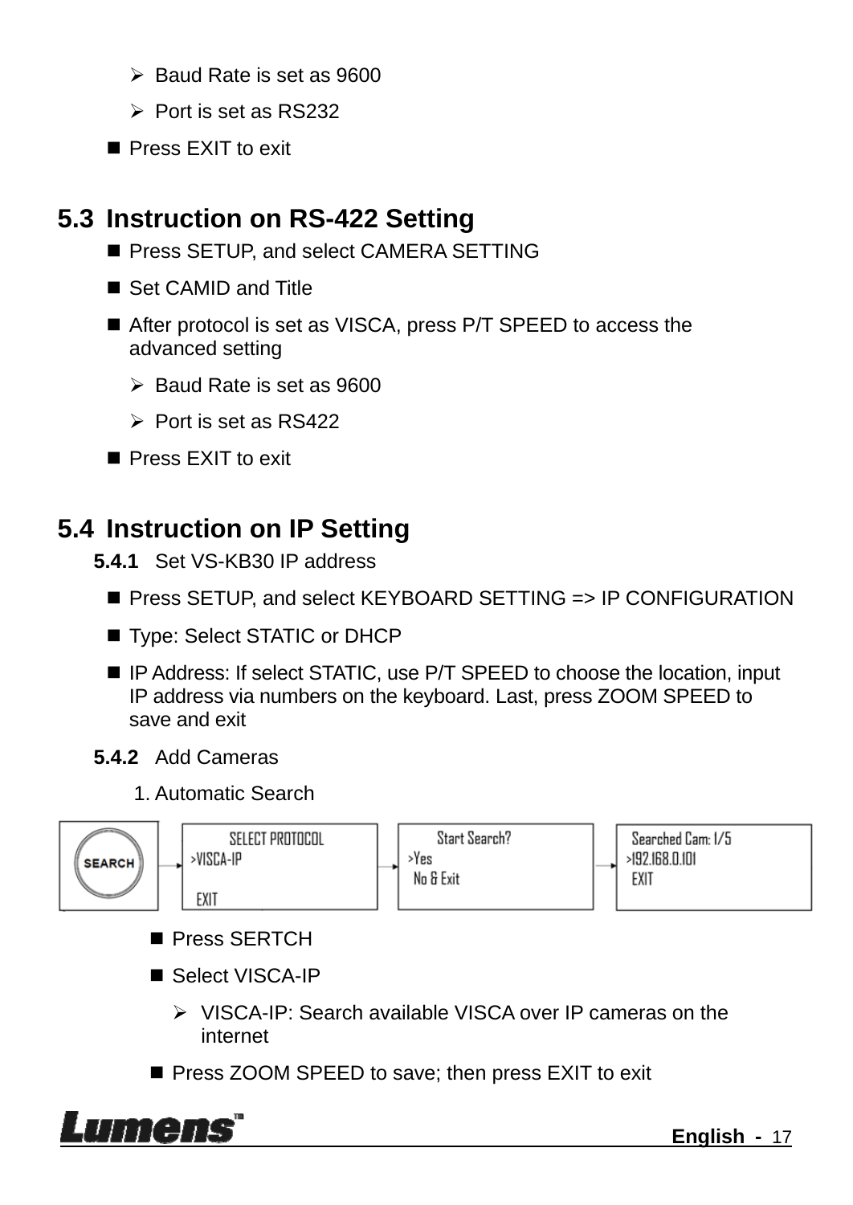- Baud Rate is set as 9600
- Port is set as RS232

- Press EXIT to exit

## 5.3 Instruction on RS-422 Setting

- Press SETUP, and select CAMERA SETTING
- Set CAMID and Title
- After protocol is set as VISCA, press P/T SPEED to access the advanced setting
  - Baud Rate is set as 9600
  - Port is set as RS422
- Press EXIT to exit

## 5.4 Instruction on IP Setting

### 5.4.1 Set VS-KB30 IP address

- Press SETUP, and select KEYBOARD SETTING => IP CONFIGURATION
- Type: Select STATIC or DHCP
- IP Address: If select STATIC, use P/T SPEED to choose the location, input IP address via numbers on the keyboard. Last, press ZOOM SPEED to save and exit

### 5.4.2 Add Cameras

1. Automatic Search

SEARCH → SELECT PROTOCOL >VISCA-IP EXIT → Start Search? >Yes No & Exit → Searched Cam: 1/5 >192.168.0.101 EXIT

- Press SERTCH
- Select VISCA-IP
  - VISCA-IP: Search available VISCA over IP cameras on the internet
- Press ZOOM SPEED to save; then press EXIT to exit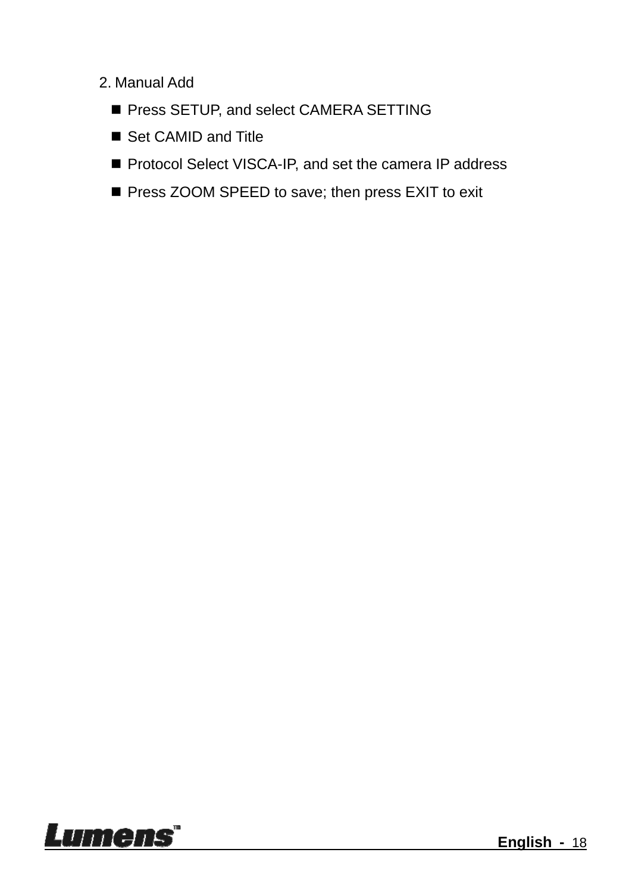2. Manual Add

- Press SETUP, and select CAMERA SETTING
- Set CAMID and Title
- Protocol Select VISCA-IP, and set the camera IP address
- Press ZOOM SPEED to save; then press EXIT to exit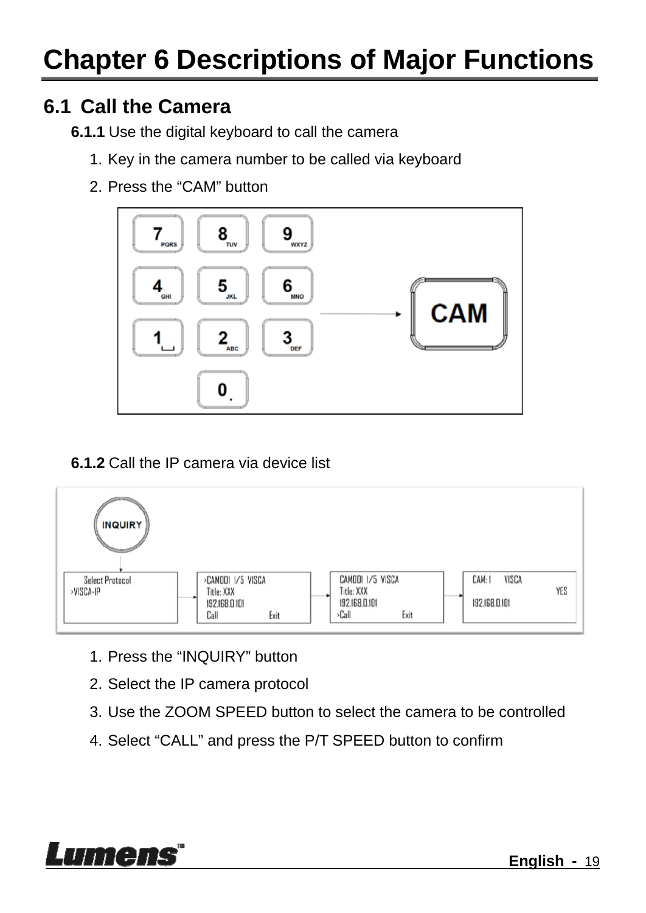# Chapter 6 Descriptions of Major Functions

## 6.1 Call the Camera

**6.1.1** Use the digital keyboard to call the camera

1. Key in the camera number to be called via keyboard
2. Press the “CAM” button

**6.1.2** Call the IP camera via device list

1. Press the “INQUIRY” button
2. Select the IP camera protocol
3. Use the ZOOM SPEED button to select the camera to be controlled
4. Select “CALL” and press the P/T SPEED button to confirm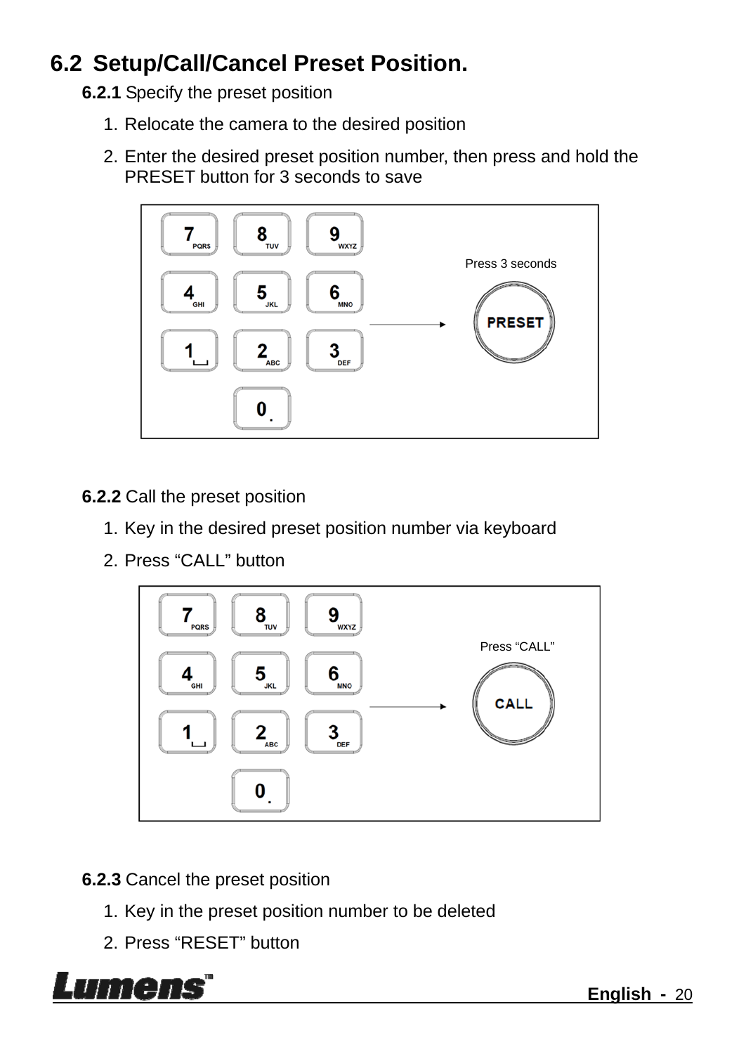## 6.2 Setup/Call/Cancel Preset Position.

**6.2.1** Specify the preset position

1. Relocate the camera to the desired position
2. Enter the desired preset position number, then press and hold the PRESET button for 3 seconds to save

Press 3 seconds

**6.2.2** Call the preset position

1. Key in the desired preset position number via keyboard
2. Press “CALL” button

Press “CALL”

**6.2.3** Cancel the preset position

1. Key in the preset position number to be deleted
2. Press “RESET” button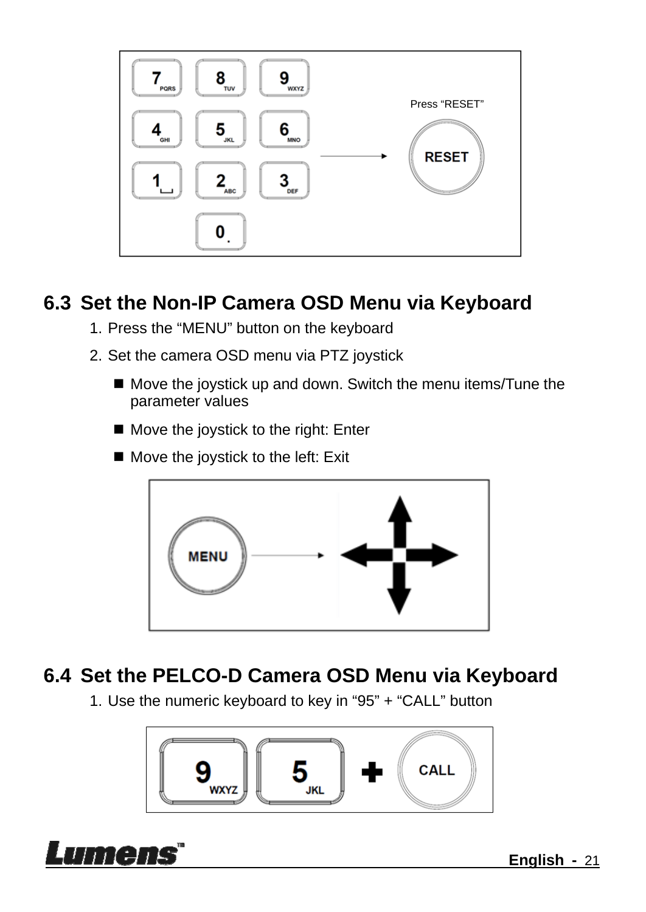Press “RESET”

## 6.3 Set the Non-IP Camera OSD Menu via Keyboard

1. Press the “MENU” button on the keyboard
2. Set the camera OSD menu via PTZ joystick
   - Move the joystick up and down. Switch the menu items/Tune the parameter values
   - Move the joystick to the right: Enter
   - Move the joystick to the left: Exit

## 6.4 Set the PELCO-D Camera OSD Menu via Keyboard

1. Use the numeric keyboard to key in “95” + “CALL” button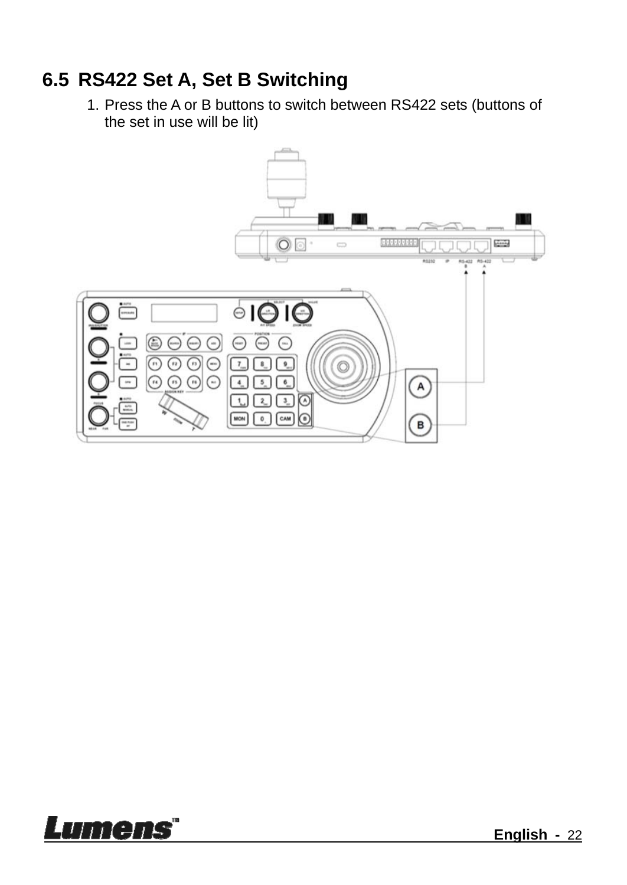## 6.5 RS422 Set A, Set B Switching

1. Press the A or B buttons to switch between RS422 sets (buttons of the set in use will be lit)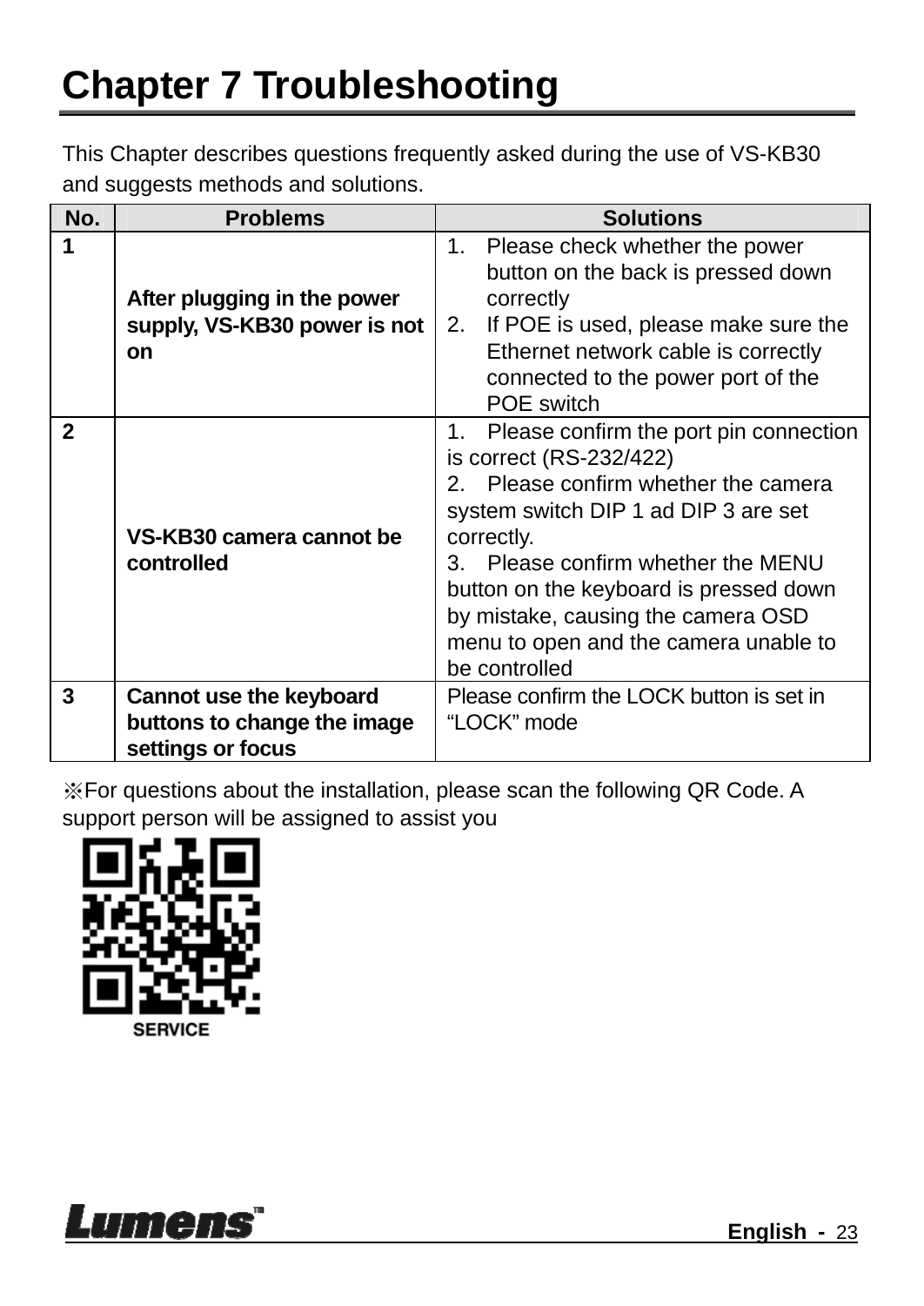# Chapter 7 Troubleshooting

This Chapter describes questions frequently asked during the use of VS-KB30 and suggests methods and solutions.

| No. | Problems | Solutions |
|---|---|---|
| 1 | **After plugging in the power supply, VS-KB30 power is not on** | 1. Please check whether the power button on the back is pressed down correctly<br>2. If POE is used, please make sure the Ethernet network cable is correctly connected to the power port of the POE switch |
| 2 | **VS-KB30 camera cannot be controlled** | 1. Please confirm the port pin connection is correct (RS-232/422)<br>2. Please confirm whether the camera system switch DIP 1 ad DIP 3 are set correctly.<br>3. Please confirm whether the MENU button on the keyboard is pressed down by mistake, causing the camera OSD menu to open and the camera unable to be controlled |
| 3 | **Cannot use the keyboard buttons to change the image settings or focus** | Please confirm the LOCK button is set in “LOCK” mode |

※For questions about the installation, please scan the following QR Code. A support person will be assigned to assist you

SERVICE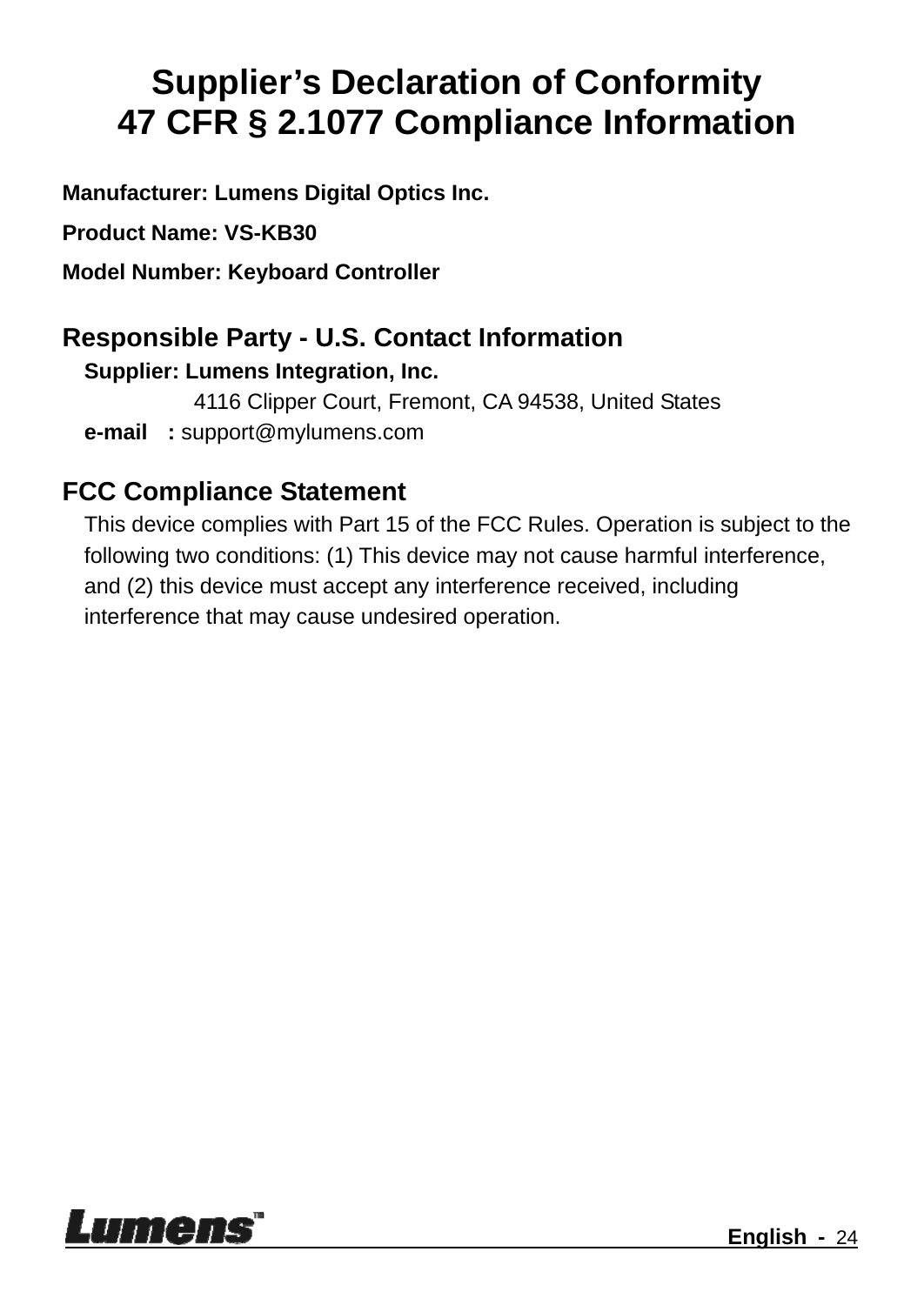# Supplier's Declaration of Conformity
# 47 CFR § 2.1077 Compliance Information

**Manufacturer: Lumens Digital Optics Inc.**

**Product Name: VS-KB30**

**Model Number: Keyboard Controller**

## Responsible Party - U.S. Contact Information

**Supplier: Lumens Integration, Inc.**
4116 Clipper Court, Fremont, CA 94538, United States

**e-mail :** support@mylumens.com

## FCC Compliance Statement

This device complies with Part 15 of the FCC Rules. Operation is subject to the following two conditions: (1) This device may not cause harmful interference, and (2) this device must accept any interference received, including interference that may cause undesired operation.